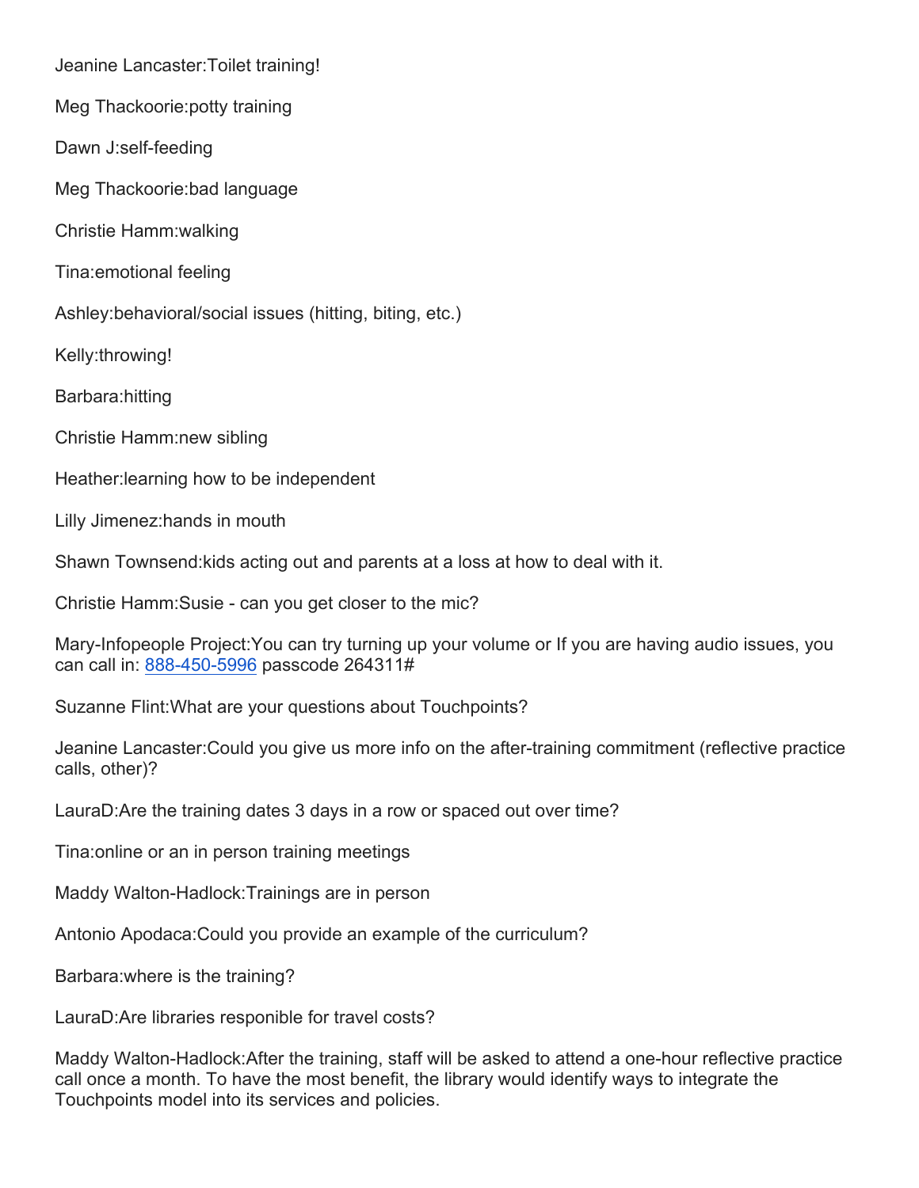Jeanine Lancaster:Toilet training!

Meg Thackoorie:potty training

Dawn J:self-feeding

Meg Thackoorie:bad language

Christie Hamm:walking

Tina:emotional feeling

Ashley:behavioral/social issues (hitting, biting, etc.)

Kelly:throwing!

Barbara:hitting

Christie Hamm:new sibling

Heather:learning how to be independent

Lilly Jimenez:hands in mouth

Shawn Townsend:kids acting out and parents at a loss at how to deal with it.

Christie Hamm:Susie - can you get closer to the mic?

Mary-Infopeople Project:You can try turning up your volume or If you are having audio issues, you can call in: 888-450-5996 passcode 264311#

Suzanne Flint:What are your questions about Touchpoints?

Jeanine Lancaster:Could you give us more info on the after-training commitment (reflective practice calls, other)?

LauraD:Are the training dates 3 days in a row or spaced out over time?

Tina:online or an in person training meetings

Maddy Walton-Hadlock:Trainings are in person

Antonio Apodaca:Could you provide an example of the curriculum?

Barbara:where is the training?

LauraD:Are libraries responible for travel costs?

Maddy Walton-Hadlock:After the training, staff will be asked to attend a one-hour reflective practice call once a month. To have the most benefit, the library would identify ways to integrate the Touchpoints model into its services and policies.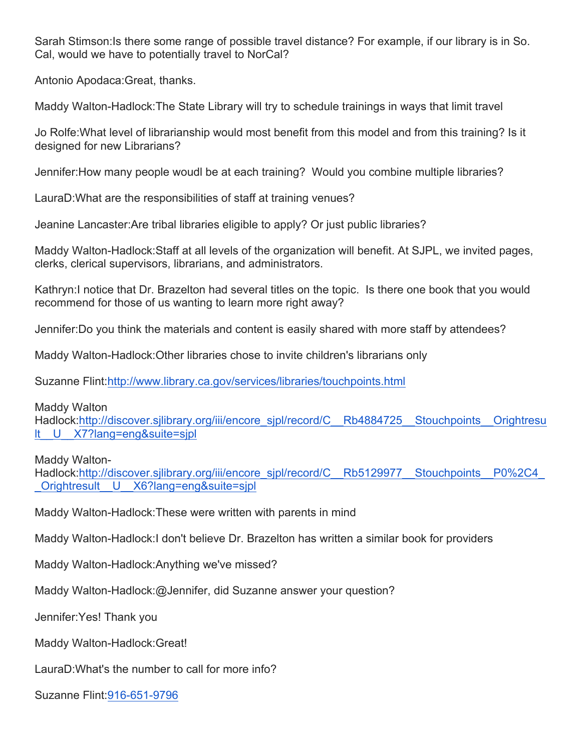Sarah Stimson:Is there some range of possible travel distance? For example, if our library is in So. Cal, would we have to potentially travel to NorCal?

Antonio Apodaca:Great, thanks.

Maddy Walton-Hadlock:The State Library will try to schedule trainings in ways that limit travel

Jo Rolfe:What level of librarianship would most benefit from this model and from this training? Is it designed for new Librarians?

Jennifer:How many people woudl be at each training?  Would you combine multiple libraries?

LauraD:What are the responsibilities of staff at training venues?

Jeanine Lancaster:Are tribal libraries eligible to apply? Or just public libraries?

Maddy Walton-Hadlock:Staff at all levels of the organization will benefit. At SJPL, we invited pages, clerks, clerical supervisors, librarians, and administrators.

Kathryn:I notice that Dr. Brazelton had several titles on the topic.  Is there one book that you would recommend for those of us wanting to learn more right away?

Jennifer:Do you think the materials and content is easily shared with more staff by attendees?

Maddy Walton-Hadlock:Other libraries chose to invite children's librarians only

Suzanne Flint:http://www.library.ca.gov/services/libraries/touchpoints.html

Maddy Walton Hadlock:http://discover.sjlibrary.org/iii/encore_sjpl/record/C__Rb4884725__Stouchpoints__Orightresult__U__X7?lang=eng&suite=sjpl

Maddy Walton-Hadlock:http://discover.sjlibrary.org/iii/encore_sjpl/record/C__Rb5129977__Stouchpoints__P0%2C4__Orightresult__U__X6?lang=eng&suite=sjpl

Maddy Walton-Hadlock:These were written with parents in mind

Maddy Walton-Hadlock:I don't believe Dr. Brazelton has written a similar book for providers

Maddy Walton-Hadlock:Anything we've missed?

Maddy Walton-Hadlock:@Jennifer, did Suzanne answer your question?

Jennifer:Yes! Thank you

Maddy Walton-Hadlock:Great!

LauraD:What's the number to call for more info?

Suzanne Flint:916-651-9796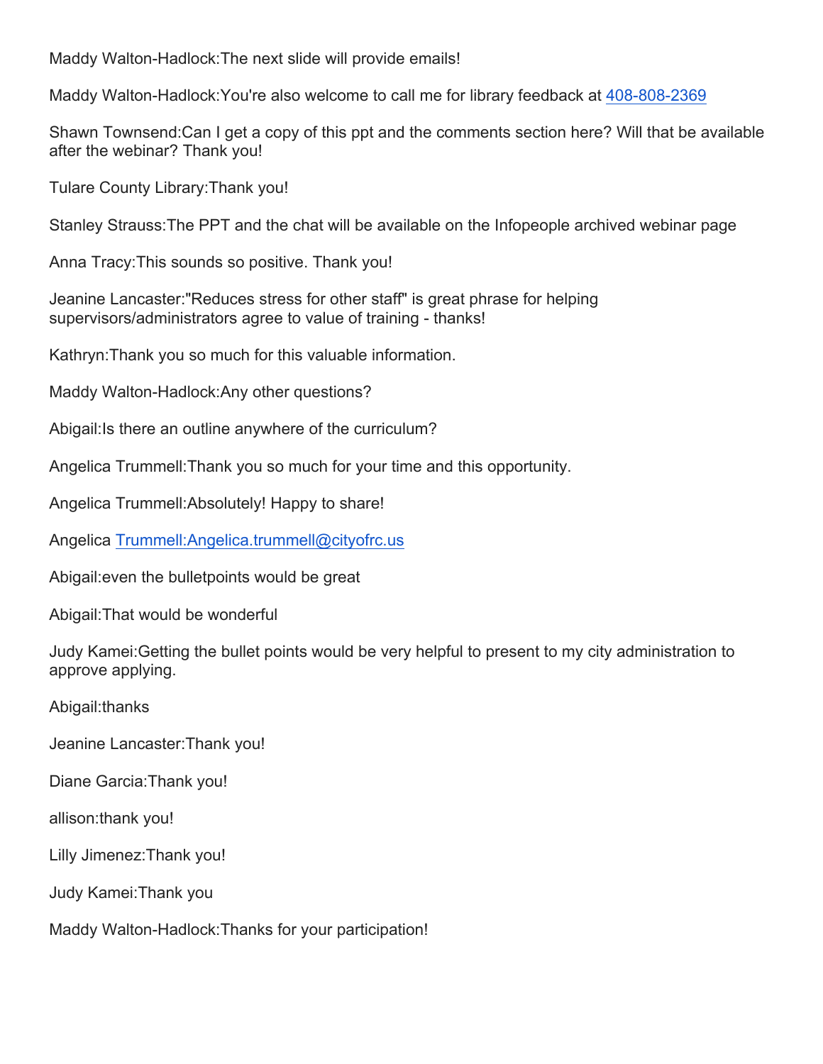Maddy Walton-Hadlock:The next slide will provide emails!

Maddy Walton-Hadlock:You're also welcome to call me for library feedback at 408-808-2369

Shawn Townsend:Can I get a copy of this ppt and the comments section here? Will that be available after the webinar? Thank you!

Tulare County Library:Thank you!

Stanley Strauss:The PPT and the chat will be available on the Infopeople archived webinar page

Anna Tracy:This sounds so positive. Thank you!

Jeanine Lancaster:"Reduces stress for other staff" is great phrase for helping supervisors/administrators agree to value of training - thanks!

Kathryn:Thank you so much for this valuable information.

Maddy Walton-Hadlock:Any other questions?

Abigail:Is there an outline anywhere of the curriculum?

Angelica Trummell:Thank you so much for your time and this opportunity.

Angelica Trummell:Absolutely! Happy to share!

Angelica Trummell:Angelica.trummell@cityofrc.us

Abigail:even the bulletpoints would be great

Abigail:That would be wonderful

Judy Kamei:Getting the bullet points would be very helpful to present to my city administration to approve applying.

Abigail:thanks

Jeanine Lancaster:Thank you!

Diane Garcia:Thank you!

allison:thank you!

Lilly Jimenez:Thank you!

Judy Kamei:Thank you

Maddy Walton-Hadlock:Thanks for your participation!